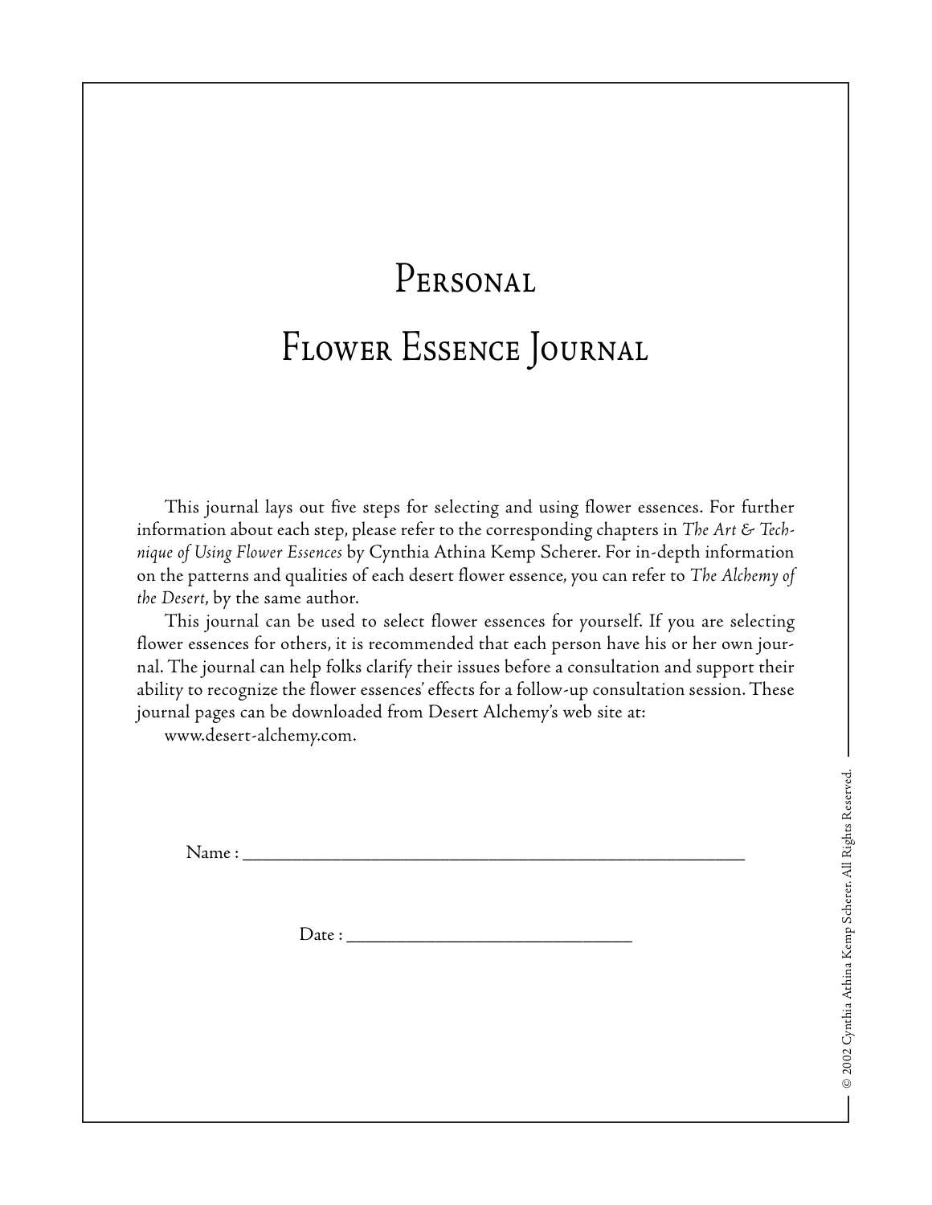# Personal Flower Essence Journal

This journal lays out five steps for selecting and using flower essences. For further information about each step, please refer to the corresponding chapters in *The Art & Technique of Using Flower Essences* by Cynthia Athina Kemp Scherer. For in-depth information on the patterns and qualities of each desert flower essence, you can refer to *The Alchemy of the Desert*, by the same author.

This journal can be used to select flower essences for yourself. If you are selecting flower essences for others, it is recommended that each person have his or her own journal. The journal can help folks clarify their issues before a consultation and support their ability to recognize the flower essences' effects for a follow-up consultation session. These journal pages can be downloaded from Desert Alchemy's web site at:
www.desert-alchemy.com.

Name : ____________________________________________

Date : ______________________

© 2002 Cynthia Athina Kemp Scherer. All Rights Reserved.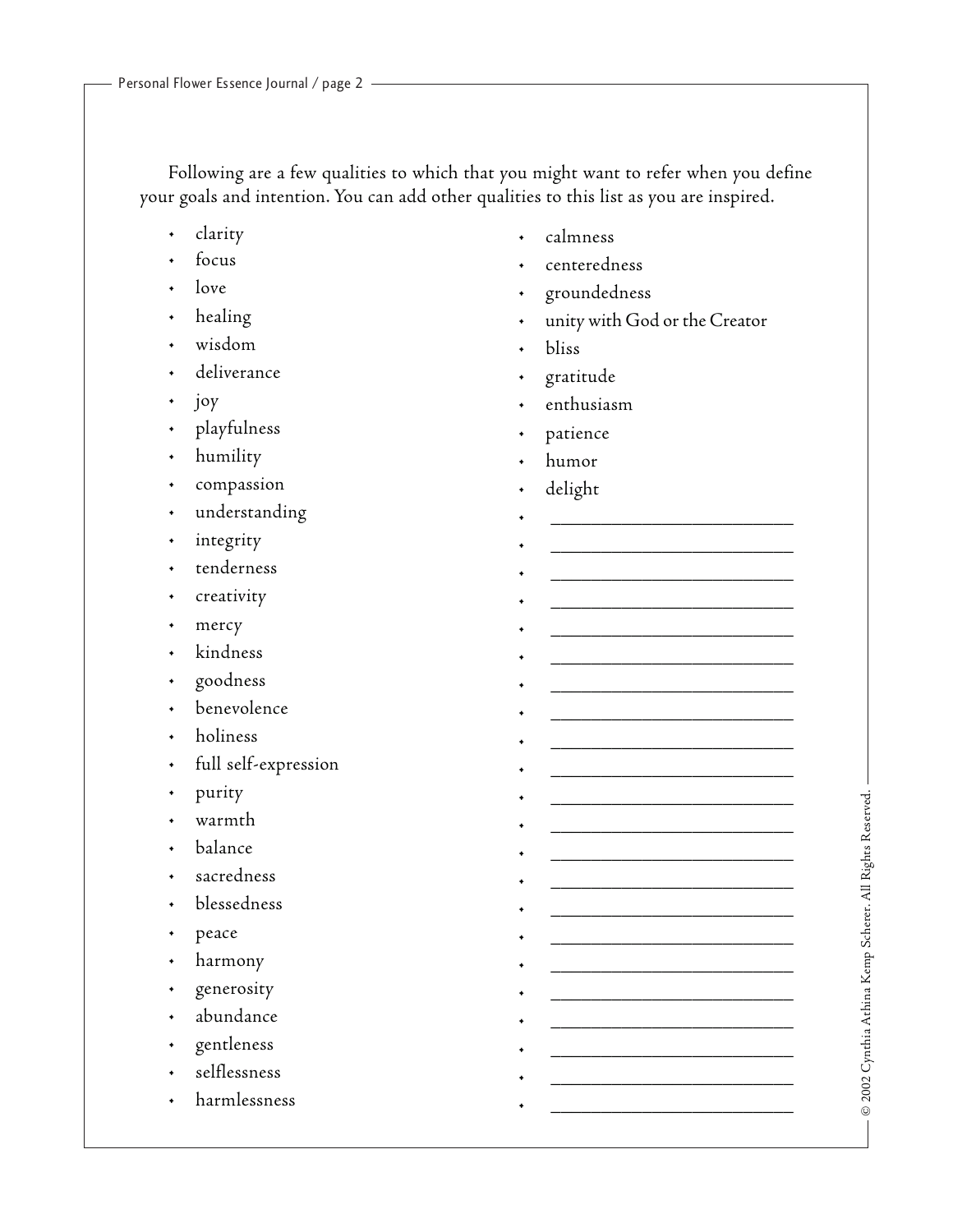Following are a few qualities to which that you might want to refer when you define your goals and intention. You can add other qualities to this list as you are inspired.

- clarity
- focus
- love
- healing
- wisdom
- deliverance
- joy
- playfulness
- humility
- compassion
- understanding
- integrity
- tenderness
- creativity
- mercy
- kindness
- goodness
- benevolence
- holiness
- full self-expression
- purity
- warmth
- balance
- sacredness
- blessedness
- peace
- harmony
- generosity
- abundance
- gentleness
- selflessness
- harmlessness
- calmness
- centeredness
- groundedness
- unity with God or the Creator
- bliss
- gratitude
- enthusiasm
- patience
- humor
- delight
- ___________________________
- ___________________________
- ___________________________
- ___________________________
- ___________________________
- ___________________________
- ___________________________
- ___________________________
- ___________________________
- ___________________________
- ___________________________
- ___________________________
- ___________________________
- ___________________________
- ___________________________
- ___________________________
- ___________________________
- ___________________________
- ___________________________
- ___________________________
- ___________________________
- ___________________________

© 2002 Cynthia Athina Kemp Scherer. All Rights Reserved.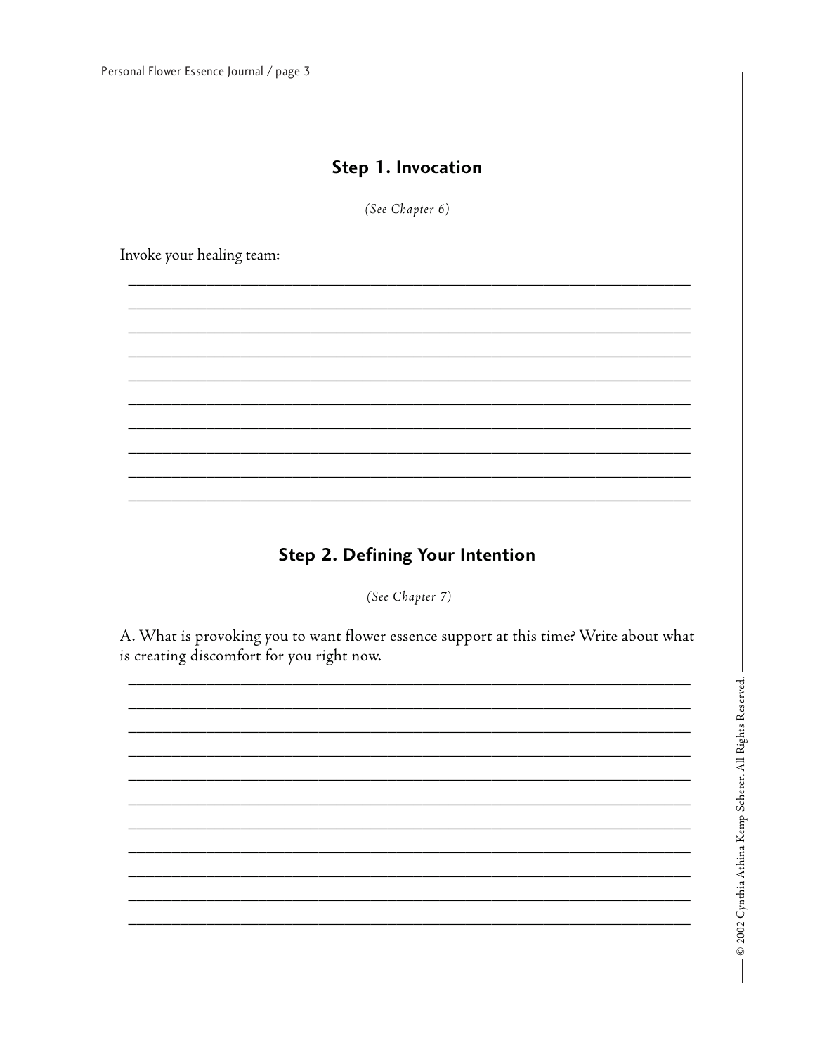## Step 1. Invocation

*(See Chapter 6)*

Invoke your healing team:

## Step 2. Defining Your Intention

*(See Chapter 7)*

A. What is provoking you to want flower essence support at this time? Write about what is creating discomfort for you right now.

© 2002 Cynthia Athina Kemp Scherer. All Rights Reserved.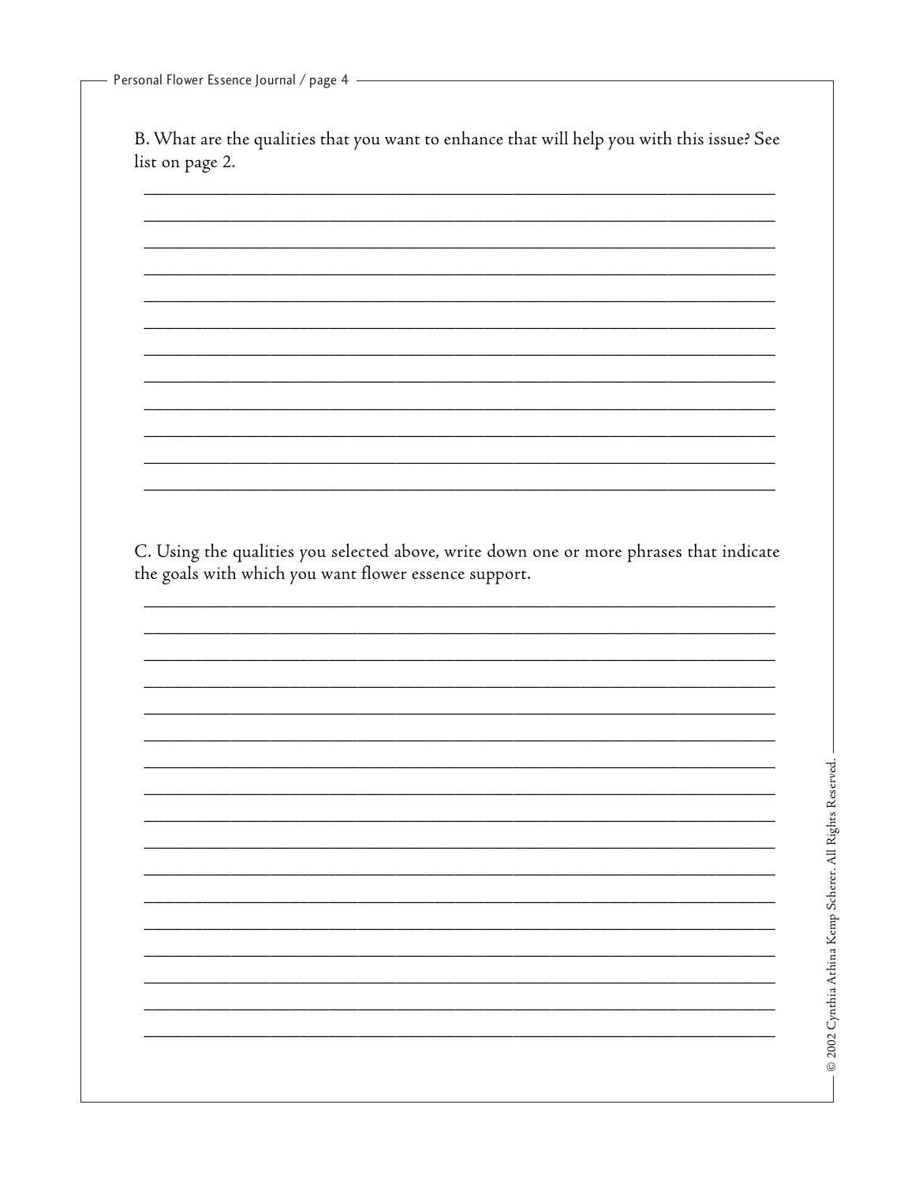B. What are the qualities that you want to enhance that will help you with this issue? See list on page 2.

_______________________________________________________________________

_______________________________________________________________________

_______________________________________________________________________

_______________________________________________________________________

_______________________________________________________________________

_______________________________________________________________________

_______________________________________________________________________

_______________________________________________________________________

_______________________________________________________________________

_______________________________________________________________________

_______________________________________________________________________

_______________________________________________________________________

C. Using the qualities you selected above, write down one or more phrases that indicate the goals with which you want flower essence support.

_______________________________________________________________________

_______________________________________________________________________

_______________________________________________________________________

_______________________________________________________________________

_______________________________________________________________________

_______________________________________________________________________

_______________________________________________________________________

_______________________________________________________________________

_______________________________________________________________________

_______________________________________________________________________

_______________________________________________________________________

_______________________________________________________________________

_______________________________________________________________________

_______________________________________________________________________

_______________________________________________________________________

_______________________________________________________________________

_______________________________________________________________________

© 2002 Cynthia Athina Kemp Scherer. All Rights Reserved.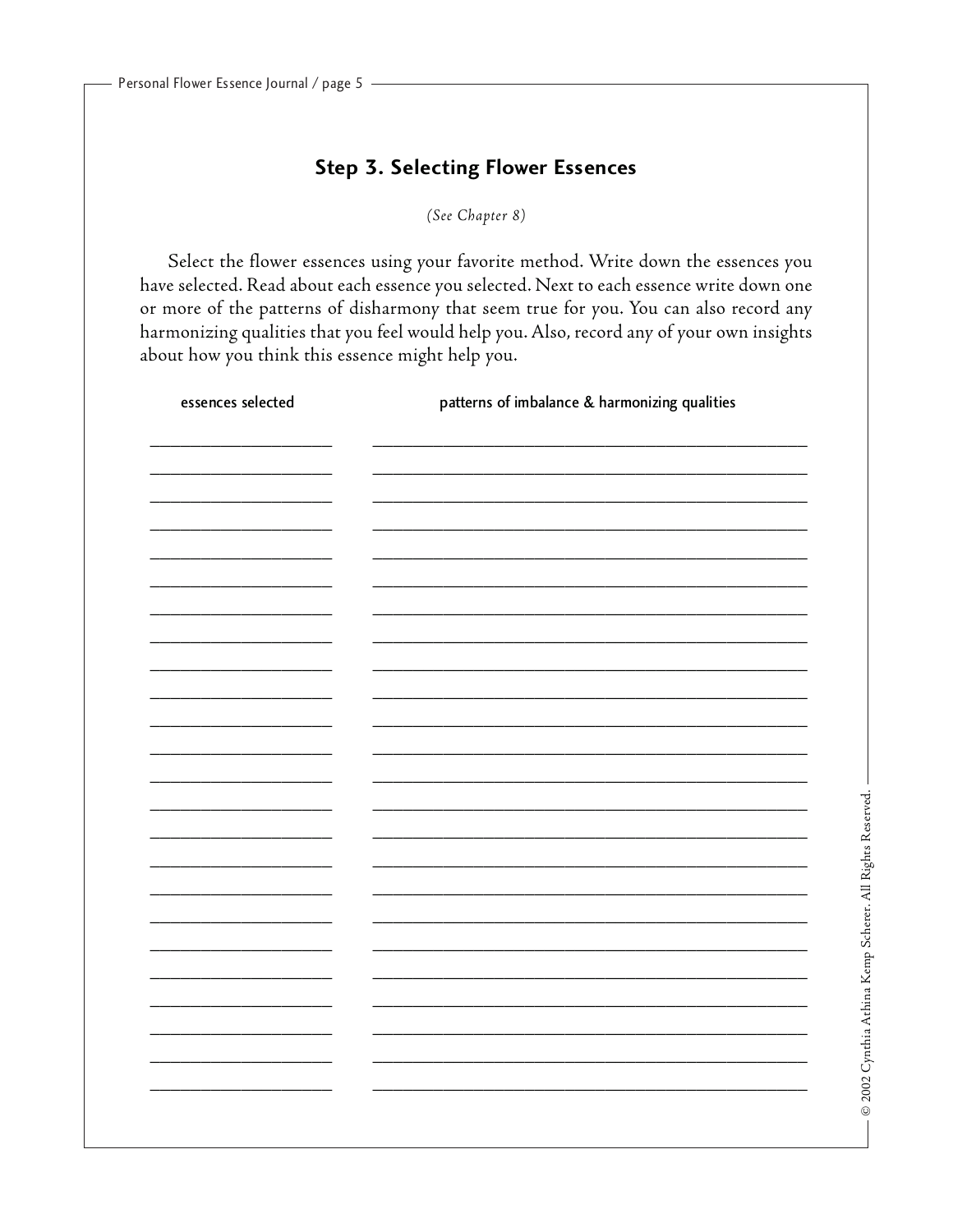## Step 3. Selecting Flower Essences

*(See Chapter 8)*

Select the flower essences using your favorite method. Write down the essences you have selected. Read about each essence you selected. Next to each essence write down one or more of the patterns of disharmony that seem true for you. You can also record any harmonizing qualities that you feel would help you. Also, record any of your own insights about how you think this essence might help you.

| essences selected | patterns of imbalance & harmonizing qualities |
| --- | --- |
| | |
| | |
| | |
| | |
| | |
| | |
| | |
| | |
| | |
| | |
| | |
| | |
| | |
| | |
| | |
| | |
| | |
| | |
| | |
| | |
| | |
| | |
| | |
| | |

© 2002 Cynthia Athina Kemp Scherer. All Rights Reserved.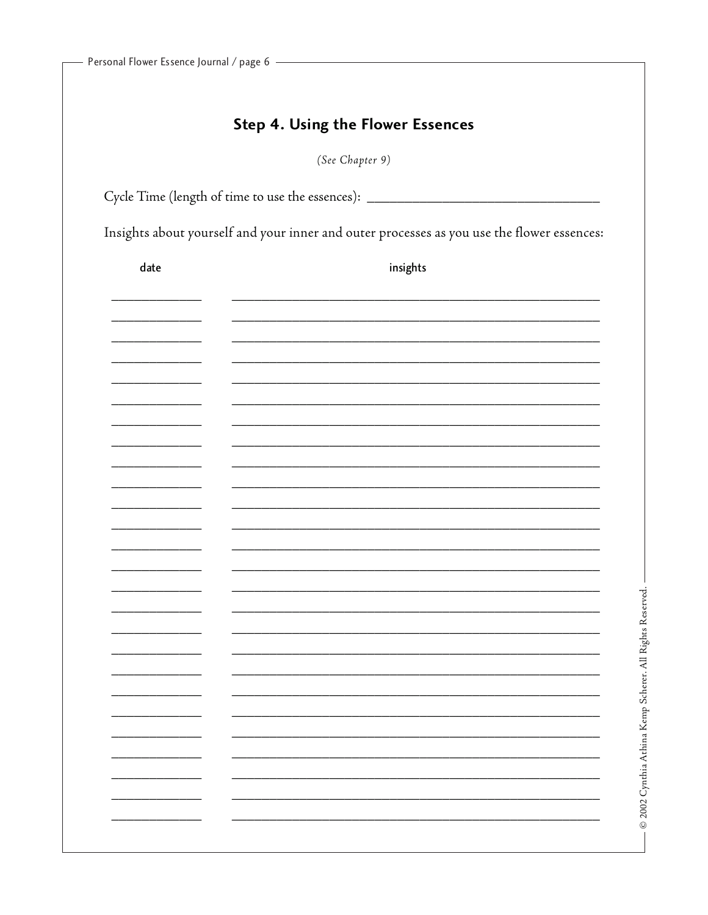## Step 4. Using the Flower Essences

*(See Chapter 9)*

Cycle Time (length of time to use the essences): ________________________________

Insights about yourself and your inner and outer processes as you use the flower essences:

| date | insights |
| --- | --- |
| | |
| | |
| | |
| | |
| | |
| | |
| | |
| | |
| | |
| | |
| | |
| | |
| | |
| | |
| | |
| | |
| | |
| | |
| | |
| | |
| | |
| | |
| | |
| | |
| | |

© 2002 Cynthia Athina Kemp Scherer. All Rights Reserved.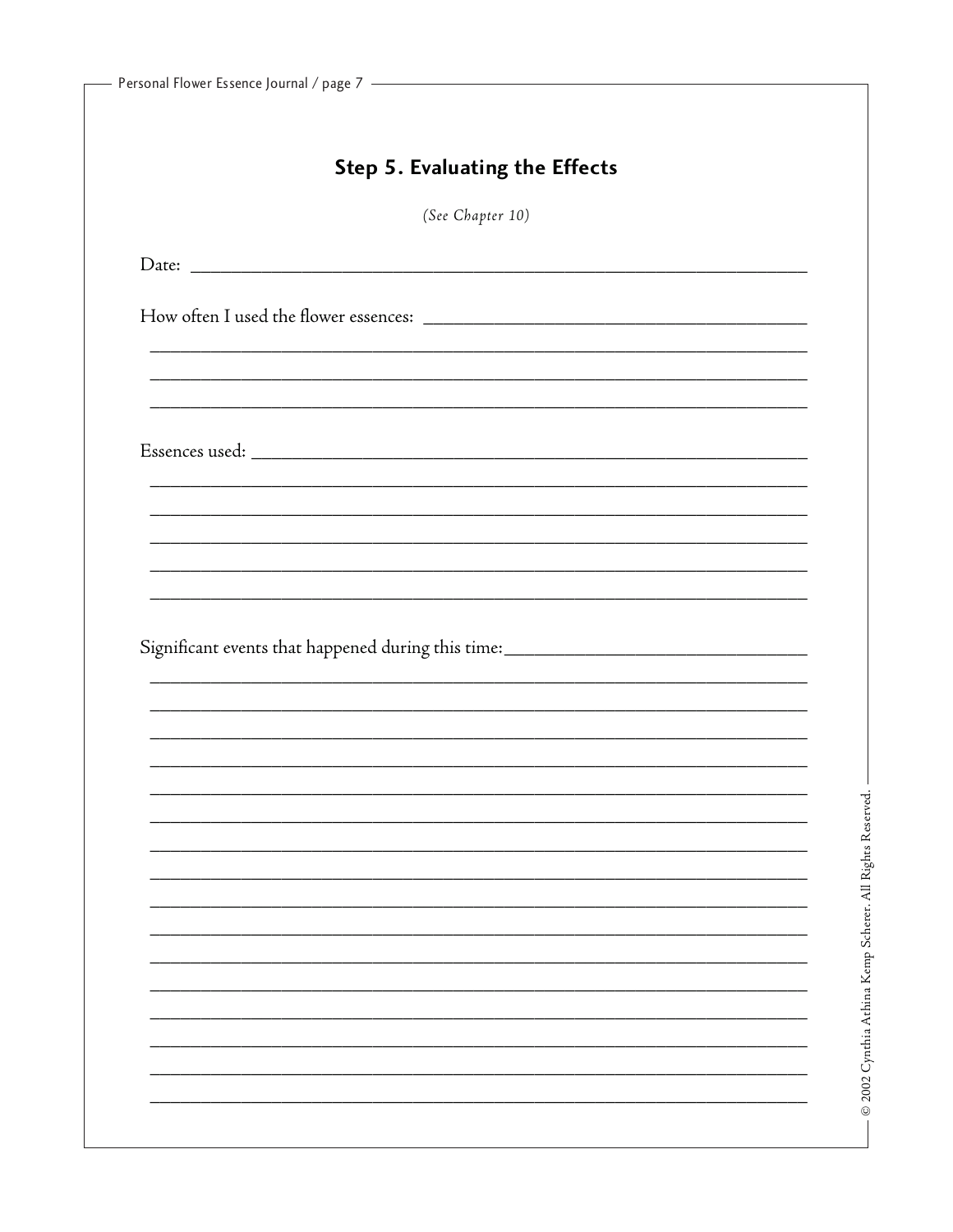## Step 5. Evaluating the Effects

*(See Chapter 10)*

Date: ______________________________________________

How often I used the flower essences: ______________________________________________

______________________________________________

______________________________________________

______________________________________________

Essences used: ______________________________________________

______________________________________________

______________________________________________

______________________________________________

______________________________________________

______________________________________________

Significant events that happened during this time: ______________________________________________

______________________________________________

______________________________________________

______________________________________________

______________________________________________

______________________________________________

______________________________________________

______________________________________________

______________________________________________

______________________________________________

______________________________________________

______________________________________________

______________________________________________

______________________________________________

______________________________________________

______________________________________________

© 2002 Cynthia Athina Kemp Scherer. All Rights Reserved.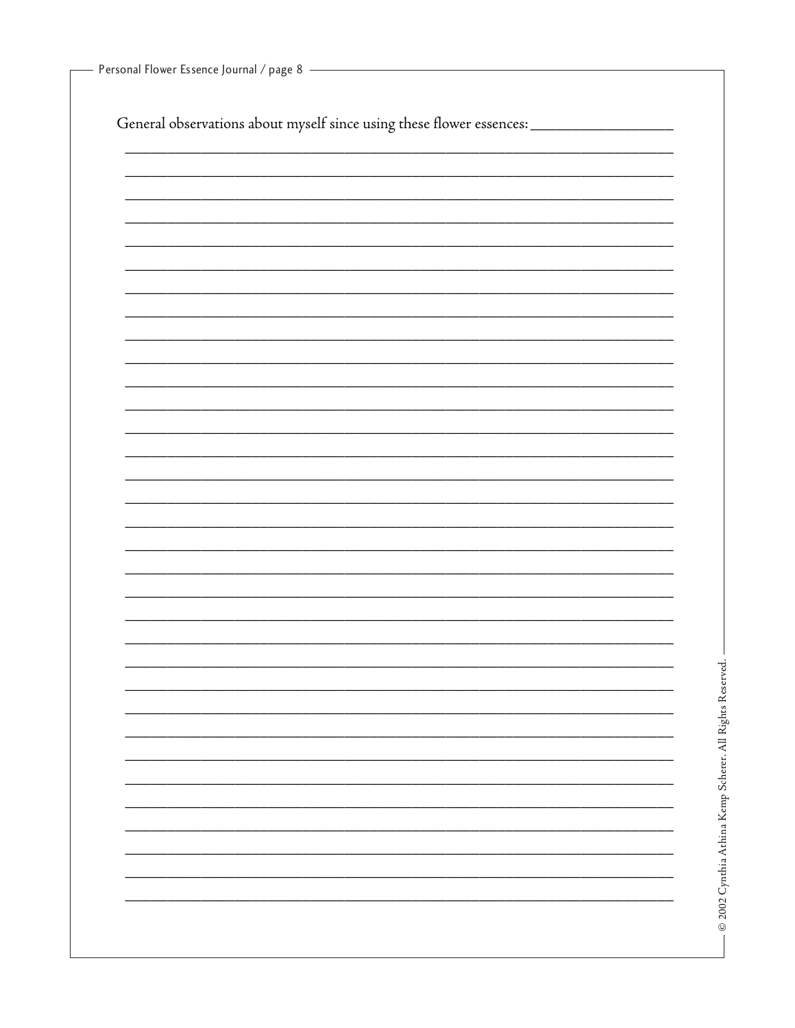General observations about myself since using these flower essences: ____________________

______________________________________________________________________________

______________________________________________________________________________

______________________________________________________________________________

______________________________________________________________________________

______________________________________________________________________________

______________________________________________________________________________

______________________________________________________________________________

______________________________________________________________________________

______________________________________________________________________________

______________________________________________________________________________

______________________________________________________________________________

______________________________________________________________________________

______________________________________________________________________________

______________________________________________________________________________

______________________________________________________________________________

______________________________________________________________________________

______________________________________________________________________________

______________________________________________________________________________

______________________________________________________________________________

______________________________________________________________________________

______________________________________________________________________________

______________________________________________________________________________

______________________________________________________________________________

______________________________________________________________________________

______________________________________________________________________________

______________________________________________________________________________

______________________________________________________________________________

______________________________________________________________________________

______________________________________________________________________________

______________________________________________________________________________

______________________________________________________________________________

______________________________________________________________________________

______________________________________________________________________________

© 2002 Cynthia Athina Kemp Scherer. All Rights Reserved.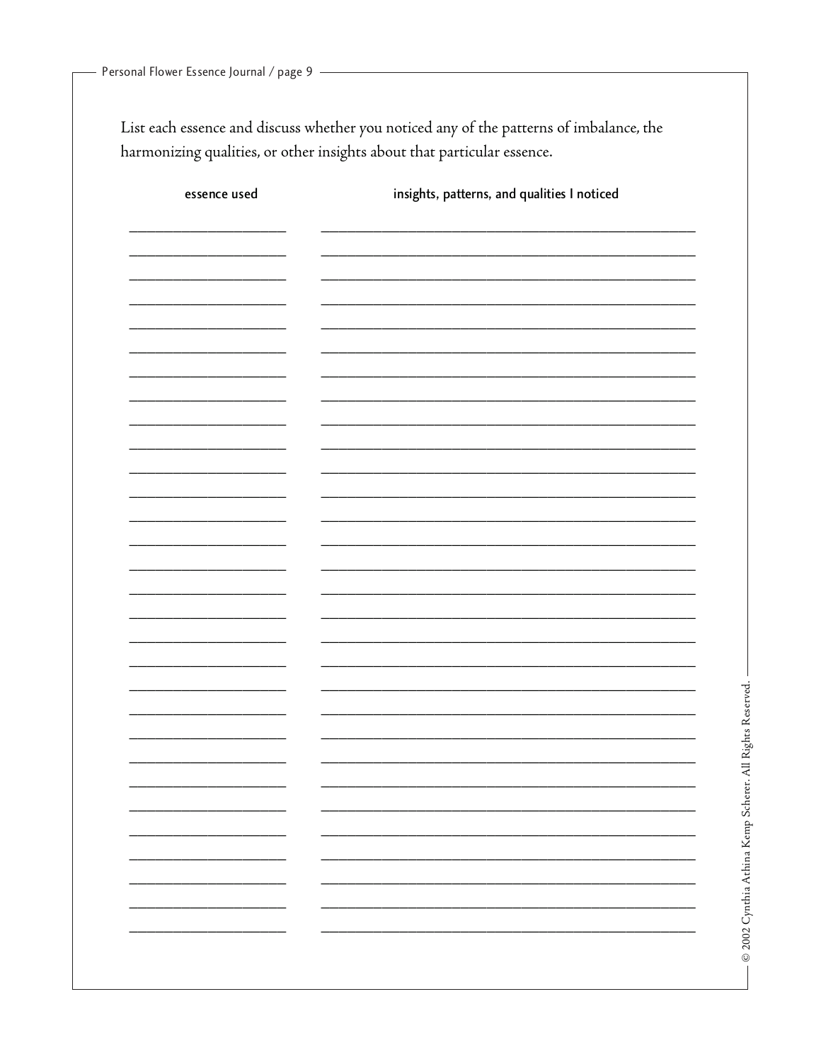List each essence and discuss whether you noticed any of the patterns of imbalance, the harmonizing qualities, or other insights about that particular essence.

| essence used | insights, patterns, and qualities I noticed |
| --- | --- |
| | |
| | |
| | |
| | |
| | |
| | |
| | |
| | |
| | |
| | |
| | |
| | |
| | |
| | |
| | |
| | |
| | |
| | |
| | |
| | |
| | |
| | |
| | |
| | |
| | |
| | |
| | |
| | |
| | |
| | |

© 2002 Cynthia Athina Kemp Scherer. All Rights Reserved.